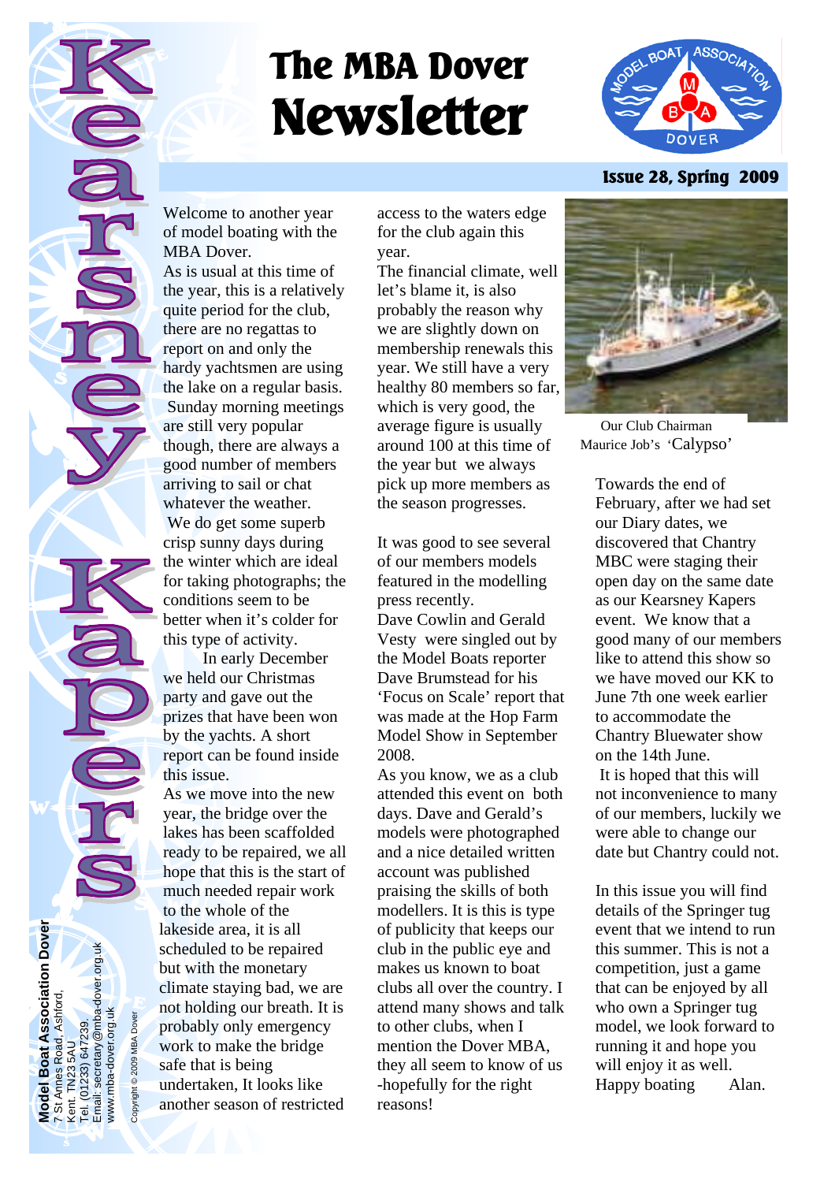# The MBA Dover Newsletter

Issue 28, Spring 2009

Kearsney Kapers

Welcome to another year of model boating with the MBA Dover.
As is usual at this time of the year, this is a relatively quite period for the club, there are no regattas to report on and only the hardy yachtsmen are using the lake on a regular basis. Sunday morning meetings are still very popular though, there are always a good number of members arriving to sail or chat whatever the weather.
We do get some superb crisp sunny days during the winter which are ideal for taking photographs; the conditions seem to be better when it's colder for this type of activity.
In early December we held our Christmas party and gave out the prizes that have been won by the yachts. A short report can be found inside this issue.
As we move into the new year, the bridge over the lakes has been scaffolded ready to be repaired, we all hope that this is the start of much needed repair work to the whole of the lakeside area, it is all scheduled to be repaired but with the monetary climate staying bad, we are not holding our breath. It is probably only emergency work to make the bridge safe that is being undertaken, It looks like another season of restricted access to the waters edge for the club again this year.
The financial climate, well let's blame it, is also probably the reason why we are slightly down on membership renewals this year. We still have a very healthy 80 members so far, which is very good, the average figure is usually around 100 at this time of the year but we always pick up more members as the season progresses.

It was good to see several of our members models featured in the modelling press recently.
Dave Cowlin and Gerald Vesty were singled out by the Model Boats reporter Dave Brumstead for his 'Focus on Scale' report that was made at the Hop Farm Model Show in September 2008.
As you know, we as a club attended this event on both days. Dave and Gerald's models were photographed and a nice detailed written account was published praising the skills of both modellers. It is this is type of publicity that keeps our club in the public eye and makes us known to boat clubs all over the country. I attend many shows and talk to other clubs, when I mention the Dover MBA, they all seem to know of us -hopefully for the right reasons!

Our Club Chairman Maurice Job's 'Calypso'

Towards the end of February, after we had set our Diary dates, we discovered that Chantry MBC were staging their open day on the same date as our Kearsney Kapers event. We know that a good many of our members like to attend this show so we have moved our KK to June 7th one week earlier to accommodate the Chantry Bluewater show on the 14th June.
It is hoped that this will not inconvenience to many of our members, luckily we were able to change our date but Chantry could not.

In this issue you will find details of the Springer tug event that we intend to run this summer. This is not a competition, just a game that can be enjoyed by all who own a Springer tug model, we look forward to running it and hope you will enjoy it as well.
Happy boating Alan.

**Model Boat Association Dover**
7 St Annes Road, Ashford, Kent. TN23 5AU
Tel. (01233) 647239.
Email: secretary@mba-dover.org.uk
www.mba-dover.org.uk

Copyright © 2009 MBA Dover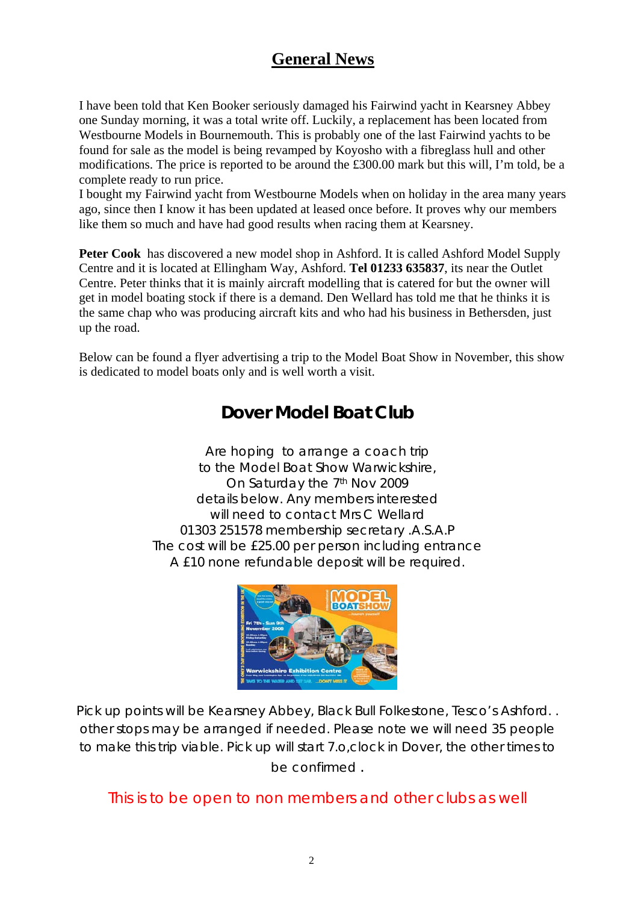# General News

I have been told that Ken Booker seriously damaged his Fairwind yacht in Kearsney Abbey one Sunday morning, it was a total write off. Luckily, a replacement has been located from Westbourne Models in Bournemouth. This is probably one of the last Fairwind yachts to be found for sale as the model is being revamped by Koyosho with a fibreglass hull and other modifications. The price is reported to be around the £300.00 mark but this will, I'm told, be a complete ready to run price.
I bought my Fairwind yacht from Westbourne Models when on holiday in the area many years ago, since then I know it has been updated at leased once before. It proves why our members like them so much and have had good results when racing them at Kearsney.

**Peter Cook** has discovered a new model shop in Ashford. It is called Ashford Model Supply Centre and it is located at Ellingham Way, Ashford. **Tel 01233 635837**, its near the Outlet Centre. Peter thinks that it is mainly aircraft modelling that is catered for but the owner will get in model boating stock if there is a demand. Den Wellard has told me that he thinks it is the same chap who was producing aircraft kits and who had his business in Bethersden, just up the road.

Below can be found a flyer advertising a trip to the Model Boat Show in November, this show is dedicated to model boats only and is well worth a visit.

## Dover Model Boat Club

Are hoping to arrange a coach trip
to the Model Boat Show Warwickshire,
On Saturday the 7th Nov 2009
details below. Any members interested
will need to contact Mrs C Wellard
01303 251578 membership secretary .A.S.A.P
The cost will be £25.00 per person including entrance
A £10 none refundable deposit will be required.

Pick up points will be Kearsney Abbey, Black Bull Folkestone, Tesco's Ashford. . other stops may be arranged if needed. Please note we will need 35 people to make this trip viable. Pick up will start 7.o,clock in Dover, the other times to be confirmed .

This is to be open to non members and other clubs as well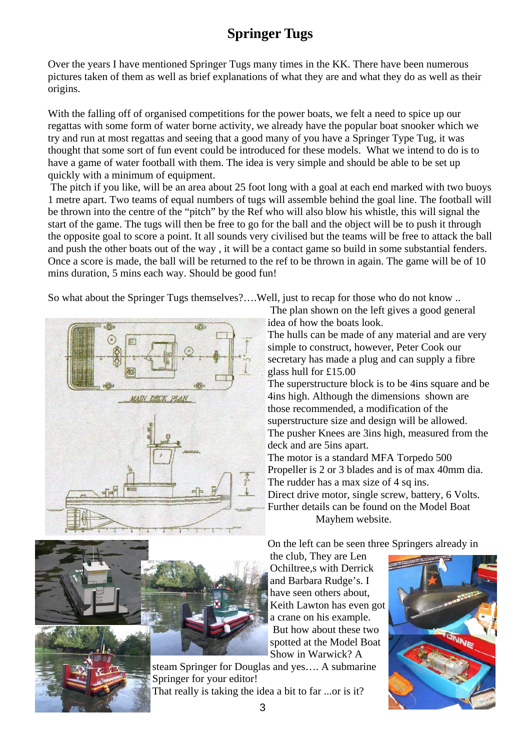# Springer Tugs

Over the years I have mentioned Springer Tugs many times in the KK. There have been numerous pictures taken of them as well as brief explanations of what they are and what they do as well as their origins.

With the falling off of organised competitions for the power boats, we felt a need to spice up our regattas with some form of water borne activity, we already have the popular boat snooker which we try and run at most regattas and seeing that a good many of you have a Springer Type Tug, it was thought that some sort of fun event could be introduced for these models. What we intend to do is to have a game of water football with them. The idea is very simple and should be able to be set up quickly with a minimum of equipment.

The pitch if you like, will be an area about 25 foot long with a goal at each end marked with two buoys 1 metre apart. Two teams of equal numbers of tugs will assemble behind the goal line. The football will be thrown into the centre of the "pitch" by the Ref who will also blow his whistle, this will signal the start of the game. The tugs will then be free to go for the ball and the object will be to push it through the opposite goal to score a point. It all sounds very civilised but the teams will be free to attack the ball and push the other boats out of the way , it will be a contact game so build in some substantial fenders. Once a score is made, the ball will be returned to the ref to be thrown in again. The game will be of 10 mins duration, 5 mins each way. Should be good fun!

So what about the Springer Tugs themselves?….Well, just to recap for those who do not know ..

The plan shown on the left gives a good general idea of how the boats look.

The hulls can be made of any material and are very simple to construct, however, Peter Cook our secretary has made a plug and can supply a fibre glass hull for £15.00

The superstructure block is to be 4ins square and be 4ins high. Although the dimensions shown are those recommended, a modification of the superstructure size and design will be allowed.

The pusher Knees are 3ins high, measured from the deck and are 5ins apart.

The motor is a standard MFA Torpedo 500

Propeller is 2 or 3 blades and is of max 40mm dia.

The rudder has a max size of 4 sq ins.

Direct drive motor, single screw, battery, 6 Volts.

Further details can be found on the Model Boat Mayhem website.

On the left can be seen three Springers already in the club, They are Len Ochiltree,s with Derrick and Barbara Rudge's. I have seen others about, Keith Lawton has even got a crane on his example.

But how about these two spotted at the Model Boat Show in Warwick? A steam Springer for Douglas and yes…. A submarine Springer for your editor!

That really is taking the idea a bit to far ...or is it?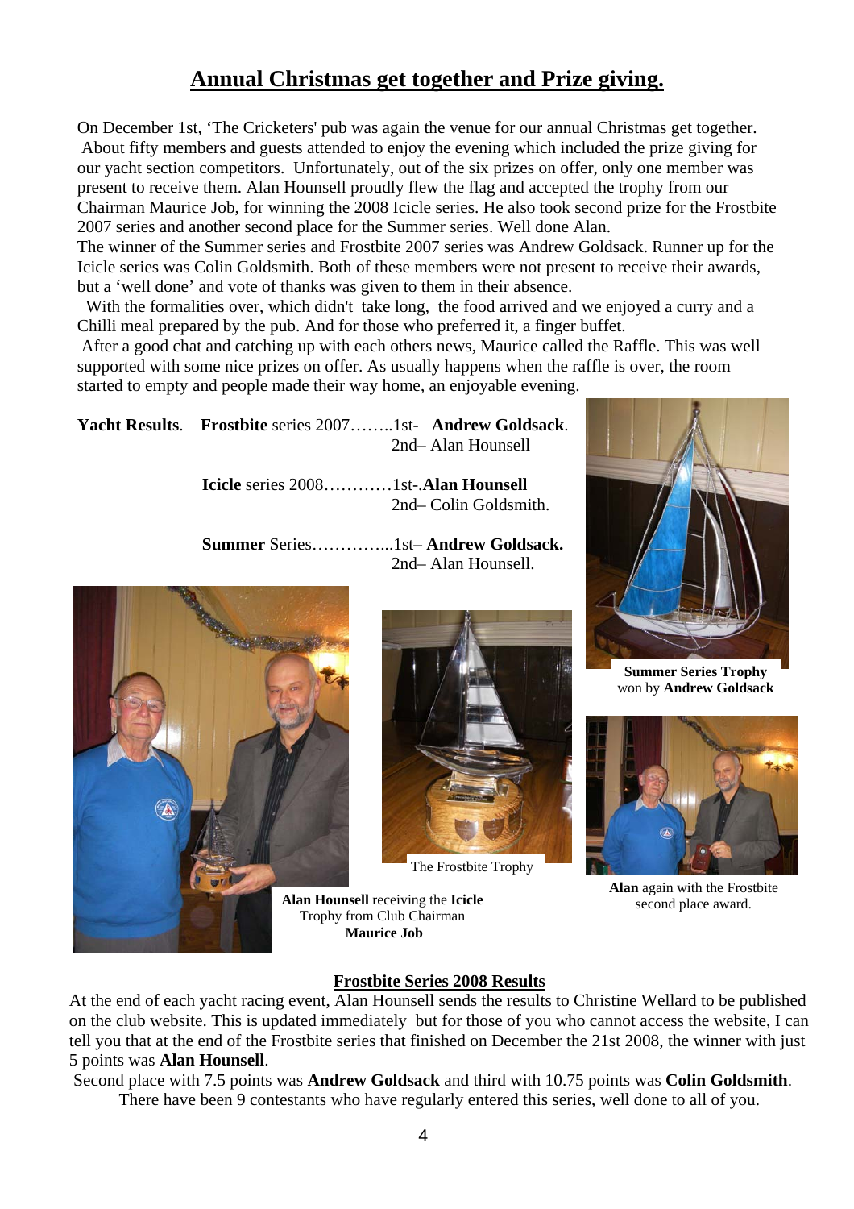## Annual Christmas get together and Prize giving.

On December 1st, 'The Cricketers' pub was again the venue for our annual Christmas get together. About fifty members and guests attended to enjoy the evening which included the prize giving for our yacht section competitors. Unfortunately, out of the six prizes on offer, only one member was present to receive them. Alan Hounsell proudly flew the flag and accepted the trophy from our Chairman Maurice Job, for winning the 2008 Icicle series. He also took second prize for the Frostbite 2007 series and another second place for the Summer series. Well done Alan.

The winner of the Summer series and Frostbite 2007 series was Andrew Goldsack. Runner up for the Icicle series was Colin Goldsmith. Both of these members were not present to receive their awards, but a 'well done' and vote of thanks was given to them in their absence.

With the formalities over, which didn't take long, the food arrived and we enjoyed a curry and a Chilli meal prepared by the pub. And for those who preferred it, a finger buffet.

After a good chat and catching up with each others news, Maurice called the Raffle. This was well supported with some nice prizes on offer. As usually happens when the raffle is over, the room started to empty and people made their way home, an enjoyable evening.

**Yacht Results**. **Frostbite** series 2007……..1st- **Andrew Goldsack**.
2nd– Alan Hounsell

**Icicle** series 2008…………1st-.**Alan Hounsell**
2nd– Colin Goldsmith.

**Summer** Series…………...1st– **Andrew Goldsack.**
2nd– Alan Hounsell.

**Summer Series Trophy** won by **Andrew Goldsack**

The Frostbite Trophy

**Alan Hounsell** receiving the **Icicle** Trophy from Club Chairman **Maurice Job**

**Alan** again with the Frostbite second place award.

### Frostbite Series 2008 Results

At the end of each yacht racing event, Alan Hounsell sends the results to Christine Wellard to be published on the club website. This is updated immediately but for those of you who cannot access the website, I can tell you that at the end of the Frostbite series that finished on December the 21st 2008, the winner with just 5 points was **Alan Hounsell**.

Second place with 7.5 points was **Andrew Goldsack** and third with 10.75 points was **Colin Goldsmith**.

There have been 9 contestants who have regularly entered this series, well done to all of you.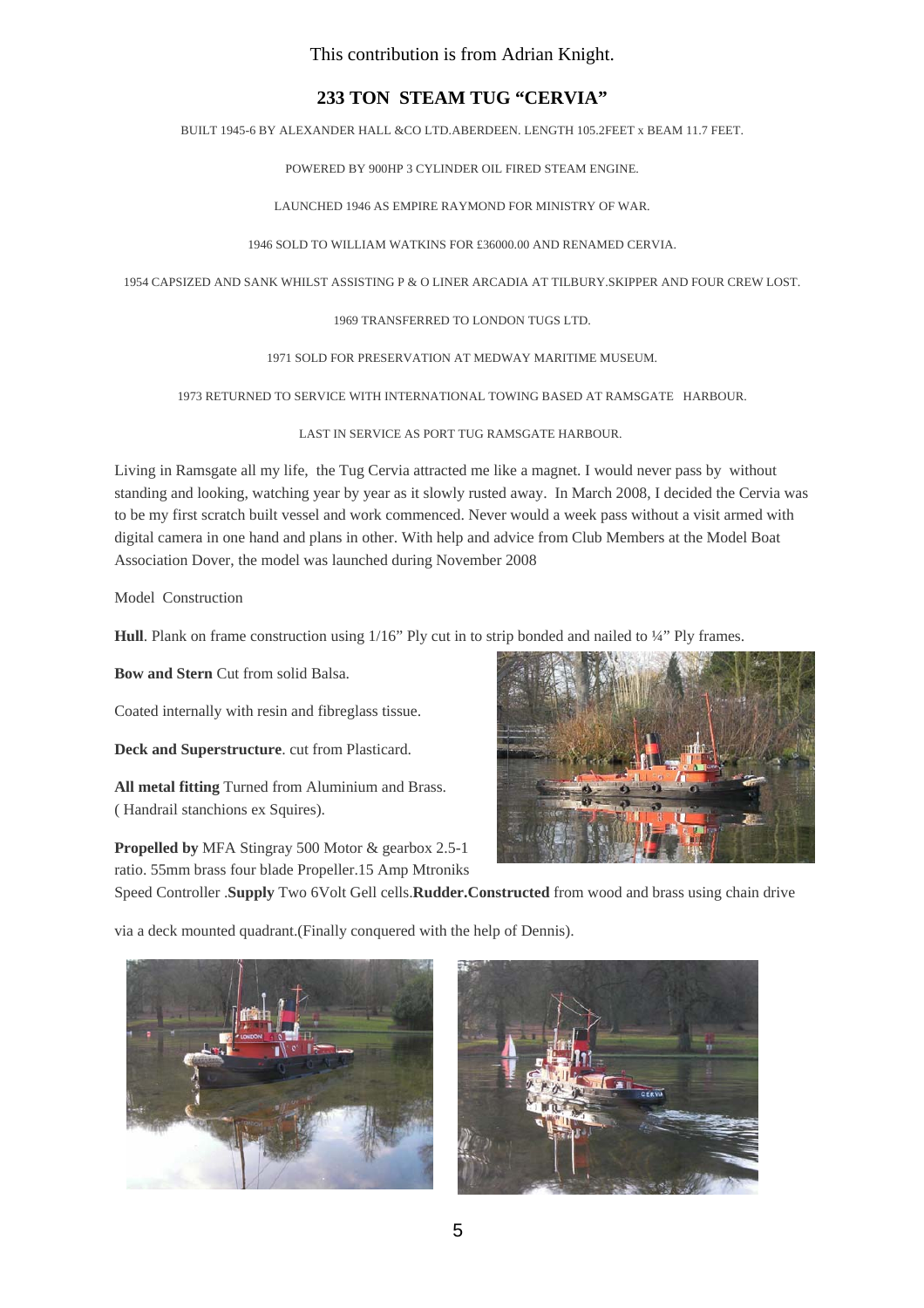This contribution is from Adrian Knight.

## 233 TON STEAM TUG "CERVIA"

BUILT 1945-6 BY ALEXANDER HALL &CO LTD.ABERDEEN. LENGTH 105.2FEET x BEAM 11.7 FEET.

POWERED BY 900HP 3 CYLINDER OIL FIRED STEAM ENGINE.

LAUNCHED 1946 AS EMPIRE RAYMOND FOR MINISTRY OF WAR.

1946 SOLD TO WILLIAM WATKINS FOR £36000.00 AND RENAMED CERVIA.

1954 CAPSIZED AND SANK WHILST ASSISTING P & O LINER ARCADIA AT TILBURY.SKIPPER AND FOUR CREW LOST.

1969 TRANSFERRED TO LONDON TUGS LTD.

1971 SOLD FOR PRESERVATION AT MEDWAY MARITIME MUSEUM.

1973 RETURNED TO SERVICE WITH INTERNATIONAL TOWING BASED AT RAMSGATE HARBOUR.

LAST IN SERVICE AS PORT TUG RAMSGATE HARBOUR.

Living in Ramsgate all my life, the Tug Cervia attracted me like a magnet. I would never pass by without standing and looking, watching year by year as it slowly rusted away. In March 2008, I decided the Cervia was to be my first scratch built vessel and work commenced. Never would a week pass without a visit armed with digital camera in one hand and plans in other. With help and advice from Club Members at the Model Boat Association Dover, the model was launched during November 2008

Model Construction

**Hull**. Plank on frame construction using 1/16" Ply cut in to strip bonded and nailed to ¼" Ply frames.

**Bow and Stern** Cut from solid Balsa.

Coated internally with resin and fibreglass tissue.

**Deck and Superstructure**. cut from Plasticard.

**All metal fitting** Turned from Aluminium and Brass. ( Handrail stanchions ex Squires).

**Propelled by** MFA Stingray 500 Motor & gearbox 2.5-1 ratio. 55mm brass four blade Propeller.15 Amp Mtroniks Speed Controller .**Supply** Two 6Volt Gell cells.**Rudder.Constructed** from wood and brass using chain drive via a deck mounted quadrant.(Finally conquered with the help of Dennis).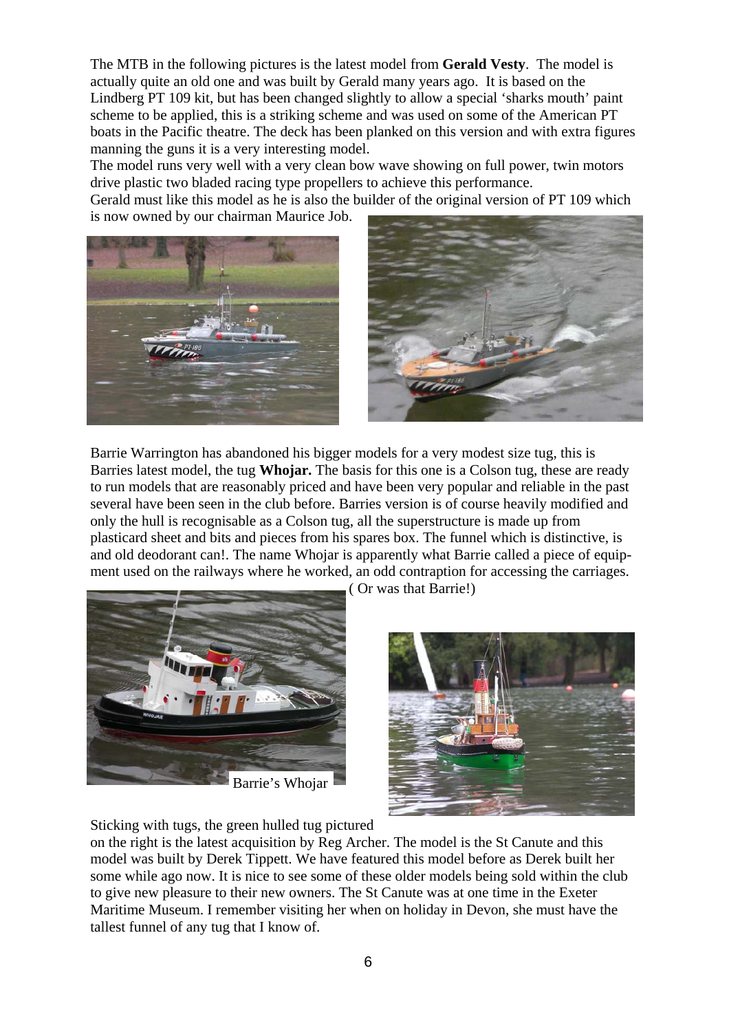The MTB in the following pictures is the latest model from **Gerald Vesty**. The model is actually quite an old one and was built by Gerald many years ago. It is based on the Lindberg PT 109 kit, but has been changed slightly to allow a special 'sharks mouth' paint scheme to be applied, this is a striking scheme and was used on some of the American PT boats in the Pacific theatre. The deck has been planked on this version and with extra figures manning the guns it is a very interesting model.

The model runs very well with a very clean bow wave showing on full power, twin motors drive plastic two bladed racing type propellers to achieve this performance.

Gerald must like this model as he is also the builder of the original version of PT 109 which is now owned by our chairman Maurice Job.

Barrie Warrington has abandoned his bigger models for a very modest size tug, this is Barries latest model, the tug **Whojar.** The basis for this one is a Colson tug, these are ready to run models that are reasonably priced and have been very popular and reliable in the past several have been seen in the club before. Barries version is of course heavily modified and only the hull is recognisable as a Colson tug, all the superstructure is made up from plasticard sheet and bits and pieces from his spares box. The funnel which is distinctive, is and old deodorant can!. The name Whojar is apparently what Barrie called a piece of equipment used on the railways where he worked, an odd contraption for accessing the carriages. ( Or was that Barrie!)

Barrie's Whojar

Sticking with tugs, the green hulled tug pictured on the right is the latest acquisition by Reg Archer. The model is the St Canute and this model was built by Derek Tippett. We have featured this model before as Derek built her some while ago now. It is nice to see some of these older models being sold within the club to give new pleasure to their new owners. The St Canute was at one time in the Exeter Maritime Museum. I remember visiting her when on holiday in Devon, she must have the tallest funnel of any tug that I know of.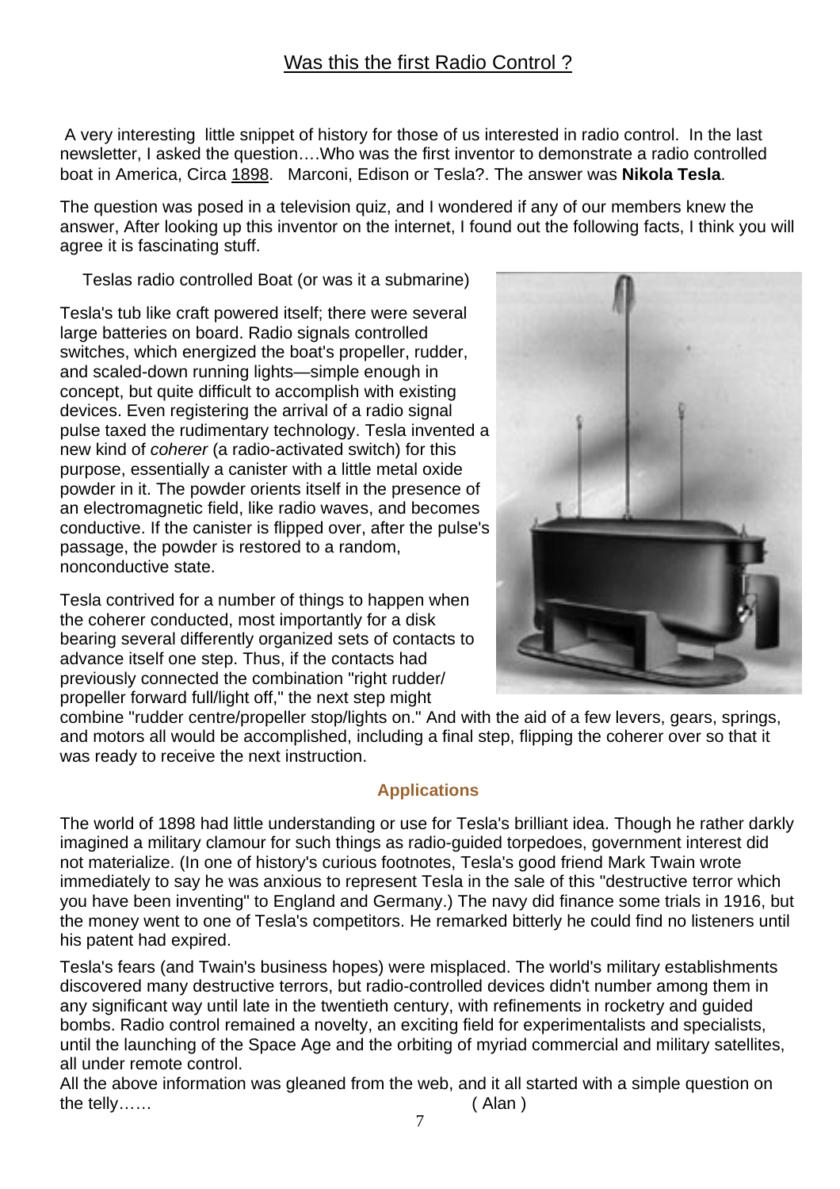# Was this the first Radio Control ?

A very interesting little snippet of history for those of us interested in radio control. In the last newsletter, I asked the question….Who was the first inventor to demonstrate a radio controlled boat in America, Circa 1898. Marconi, Edison or Tesla?. The answer was **Nikola Tesla**.

The question was posed in a television quiz, and I wondered if any of our members knew the answer, After looking up this inventor on the internet, I found out the following facts, I think you will agree it is fascinating stuff.

Teslas radio controlled Boat (or was it a submarine)

Tesla's tub like craft powered itself; there were several large batteries on board. Radio signals controlled switches, which energized the boat's propeller, rudder, and scaled-down running lights—simple enough in concept, but quite difficult to accomplish with existing devices. Even registering the arrival of a radio signal pulse taxed the rudimentary technology. Tesla invented a new kind of *coherer* (a radio-activated switch) for this purpose, essentially a canister with a little metal oxide powder in it. The powder orients itself in the presence of an electromagnetic field, like radio waves, and becomes conductive. If the canister is flipped over, after the pulse's passage, the powder is restored to a random, nonconductive state.

Tesla contrived for a number of things to happen when the coherer conducted, most importantly for a disk bearing several differently organized sets of contacts to advance itself one step. Thus, if the contacts had previously connected the combination "right rudder/ propeller forward full/light off," the next step might combine "rudder centre/propeller stop/lights on." And with the aid of a few levers, gears, springs, and motors all would be accomplished, including a final step, flipping the coherer over so that it was ready to receive the next instruction.

## Applications

The world of 1898 had little understanding or use for Tesla's brilliant idea. Though he rather darkly imagined a military clamour for such things as radio-guided torpedoes, government interest did not materialize. (In one of history's curious footnotes, Tesla's good friend Mark Twain wrote immediately to say he was anxious to represent Tesla in the sale of this "destructive terror which you have been inventing" to England and Germany.) The navy did finance some trials in 1916, but the money went to one of Tesla's competitors. He remarked bitterly he could find no listeners until his patent had expired.

Tesla's fears (and Twain's business hopes) were misplaced. The world's military establishments discovered many destructive terrors, but radio-controlled devices didn't number among them in any significant way until late in the twentieth century, with refinements in rocketry and guided bombs. Radio control remained a novelty, an exciting field for experimentalists and specialists, until the launching of the Space Age and the orbiting of myriad commercial and military satellites, all under remote control.

All the above information was gleaned from the web, and it all started with a simple question on the telly…… ( Alan )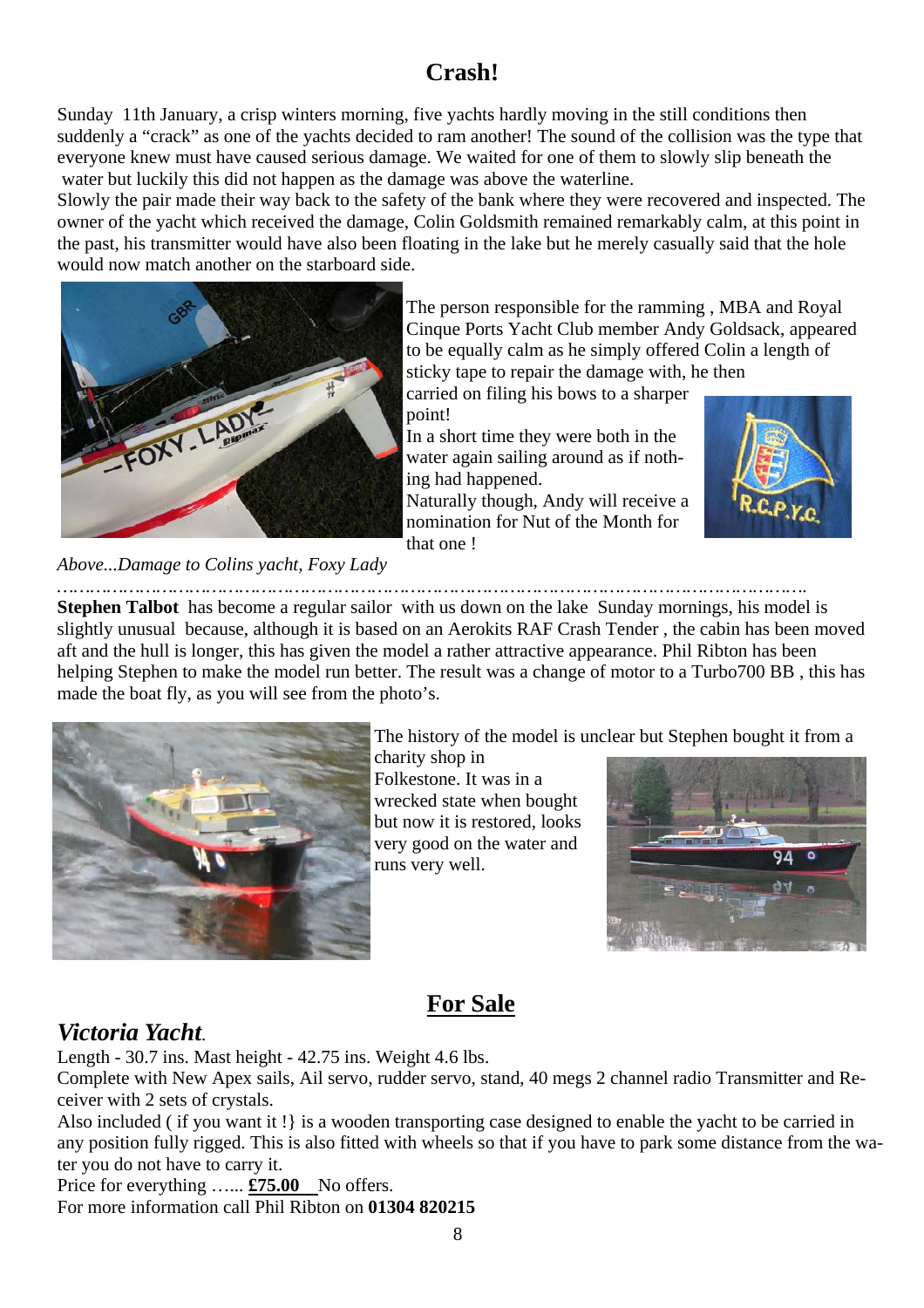# Crash!

Sunday 11th January, a crisp winters morning, five yachts hardly moving in the still conditions then suddenly a "crack" as one of the yachts decided to ram another! The sound of the collision was the type that everyone knew must have caused serious damage. We waited for one of them to slowly slip beneath the water but luckily this did not happen as the damage was above the waterline.

Slowly the pair made their way back to the safety of the bank where they were recovered and inspected. The owner of the yacht which received the damage, Colin Goldsmith remained remarkably calm, at this point in the past, his transmitter would have also been floating in the lake but he merely casually said that the hole would now match another on the starboard side.

The person responsible for the ramming , MBA and Royal Cinque Ports Yacht Club member Andy Goldsack, appeared to be equally calm as he simply offered Colin a length of sticky tape to repair the damage with, he then carried on filing his bows to a sharper point!

In a short time they were both in the water again sailing around as if nothing had happened.

Naturally though, Andy will receive a nomination for Nut of the Month for that one !

*Above...Damage to Colins yacht, Foxy Lady*

……………………………………………………………………………………………………………

**Stephen Talbot** has become a regular sailor with us down on the lake Sunday mornings, his model is slightly unusual because, although it is based on an Aerokits RAF Crash Tender , the cabin has been moved aft and the hull is longer, this has given the model a rather attractive appearance. Phil Ribton has been helping Stephen to make the model run better. The result was a change of motor to a Turbo700 BB , this has made the boat fly, as you will see from the photo's.

The history of the model is unclear but Stephen bought it from a charity shop in Folkestone. It was in a wrecked state when bought but now it is restored, looks very good on the water and runs very well.

## For Sale

### *Victoria Yacht.*

Length - 30.7 ins. Mast height - 42.75 ins. Weight 4.6 lbs.

Complete with New Apex sails, Ail servo, rudder servo, stand, 40 megs 2 channel radio Transmitter and Receiver with 2 sets of crystals.

Also included ( if you want it !} is a wooden transporting case designed to enable the yacht to be carried in any position fully rigged. This is also fitted with wheels so that if you have to park some distance from the water you do not have to carry it.

Price for everything …... **£75.00** No offers.

For more information call Phil Ribton on **01304 820215**